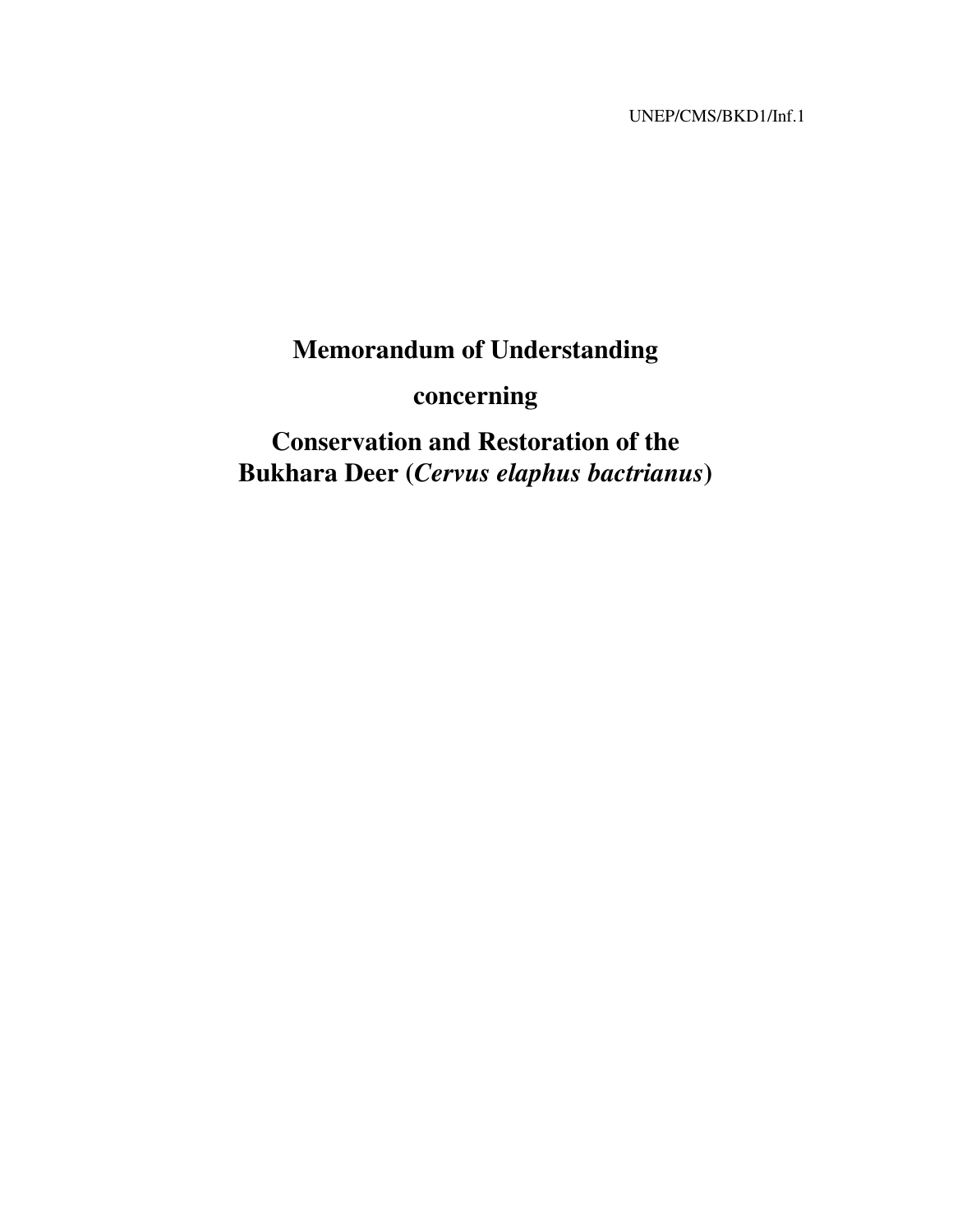UNEP/CMS/BKD1/Inf.1

# Memorandum of Understanding

# concerning

# Conservation and Restoration of the Bukhara Deer (*Cervus elaphus bactrianus*)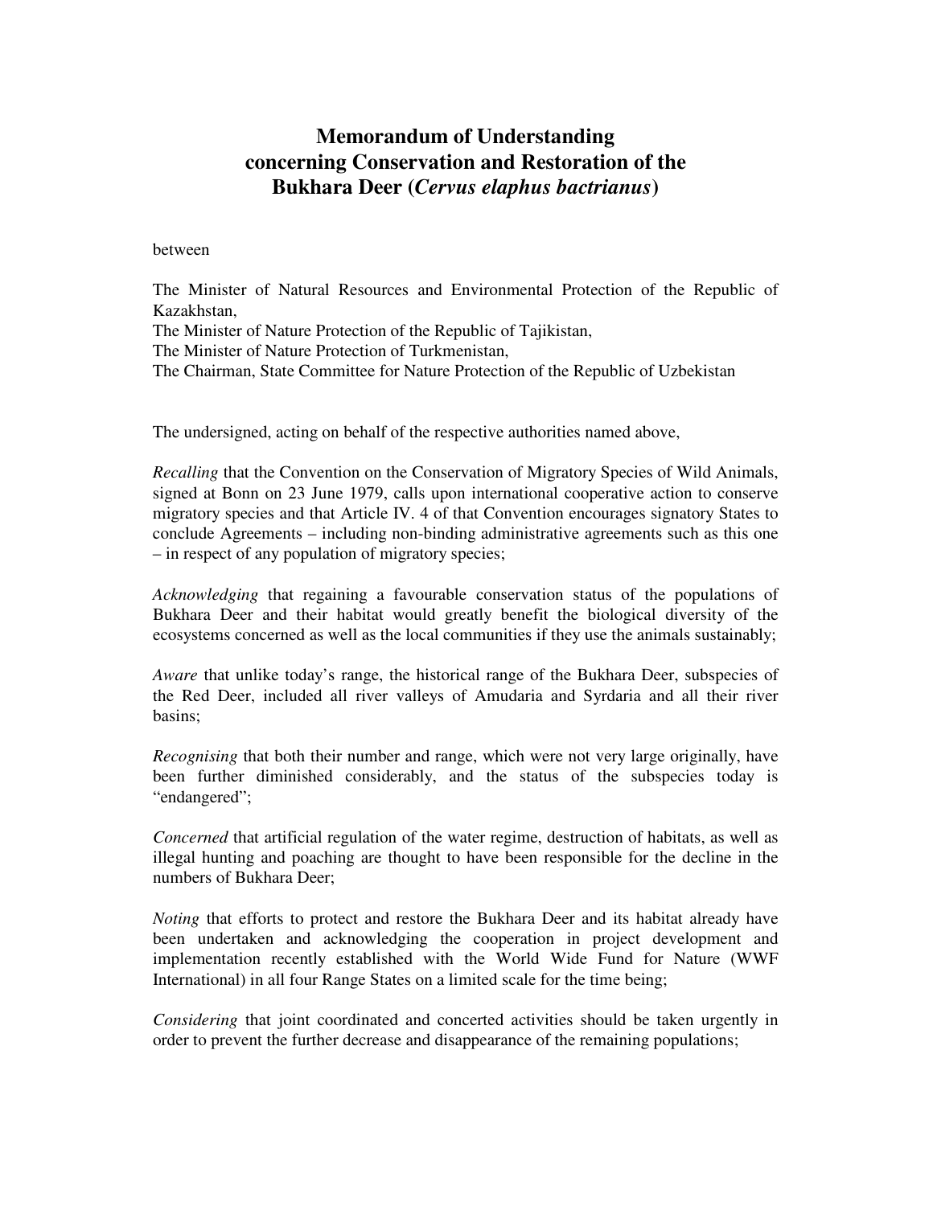# Memorandum of Understanding concerning Conservation and Restoration of the Bukhara Deer (*Cervus elaphus bactrianus*)

between

The Minister of Natural Resources and Environmental Protection of the Republic of Kazakhstan,
The Minister of Nature Protection of the Republic of Tajikistan,
The Minister of Nature Protection of Turkmenistan,
The Chairman, State Committee for Nature Protection of the Republic of Uzbekistan

The undersigned, acting on behalf of the respective authorities named above,

*Recalling* that the Convention on the Conservation of Migratory Species of Wild Animals, signed at Bonn on 23 June 1979, calls upon international cooperative action to conserve migratory species and that Article IV. 4 of that Convention encourages signatory States to conclude Agreements – including non-binding administrative agreements such as this one – in respect of any population of migratory species;

*Acknowledging* that regaining a favourable conservation status of the populations of Bukhara Deer and their habitat would greatly benefit the biological diversity of the ecosystems concerned as well as the local communities if they use the animals sustainably;

*Aware* that unlike today's range, the historical range of the Bukhara Deer, subspecies of the Red Deer, included all river valleys of Amudaria and Syrdaria and all their river basins;

*Recognising* that both their number and range, which were not very large originally, have been further diminished considerably, and the status of the subspecies today is "endangered";

*Concerned* that artificial regulation of the water regime, destruction of habitats, as well as illegal hunting and poaching are thought to have been responsible for the decline in the numbers of Bukhara Deer;

*Noting* that efforts to protect and restore the Bukhara Deer and its habitat already have been undertaken and acknowledging the cooperation in project development and implementation recently established with the World Wide Fund for Nature (WWF International) in all four Range States on a limited scale for the time being;

*Considering* that joint coordinated and concerted activities should be taken urgently in order to prevent the further decrease and disappearance of the remaining populations;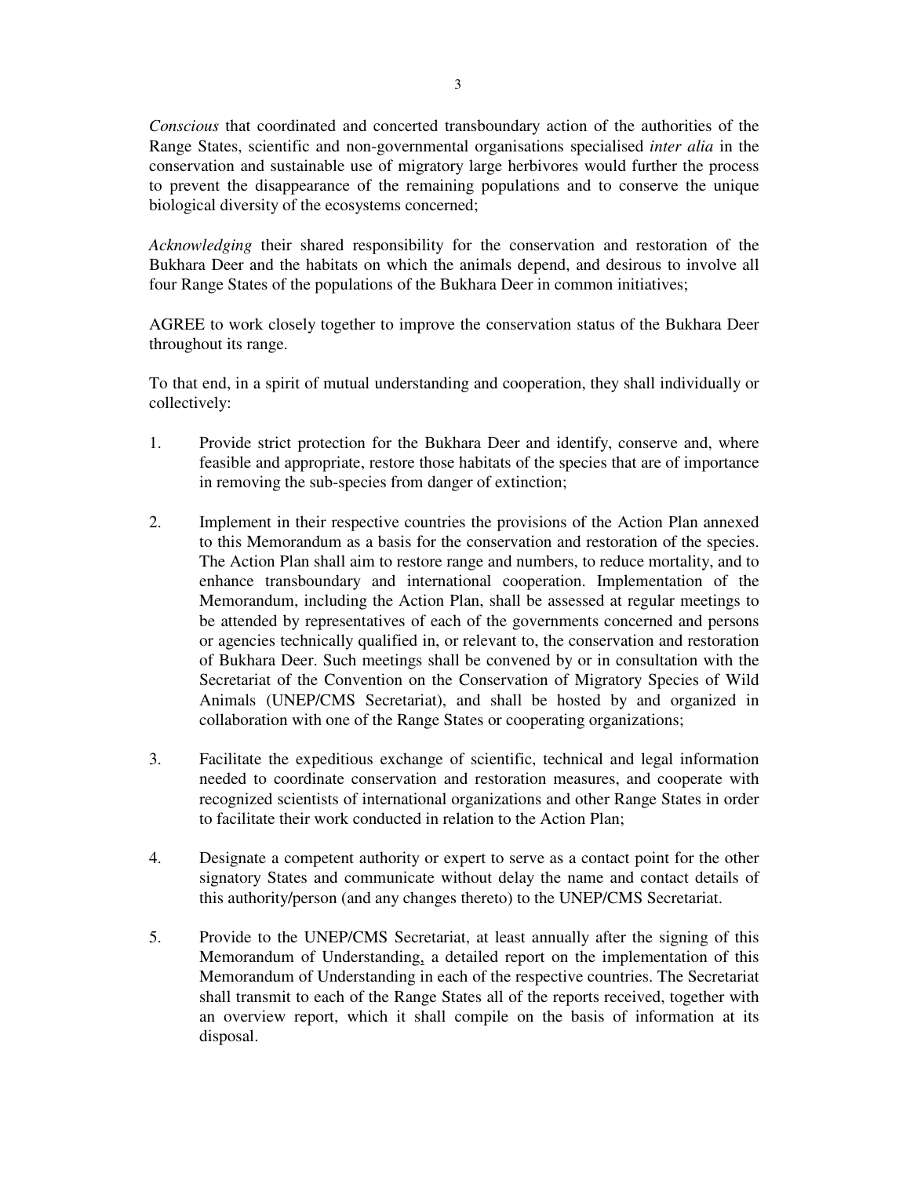*Conscious* that coordinated and concerted transboundary action of the authorities of the Range States, scientific and non-governmental organisations specialised *inter alia* in the conservation and sustainable use of migratory large herbivores would further the process to prevent the disappearance of the remaining populations and to conserve the unique biological diversity of the ecosystems concerned;

*Acknowledging* their shared responsibility for the conservation and restoration of the Bukhara Deer and the habitats on which the animals depend, and desirous to involve all four Range States of the populations of the Bukhara Deer in common initiatives;

AGREE to work closely together to improve the conservation status of the Bukhara Deer throughout its range.

To that end, in a spirit of mutual understanding and cooperation, they shall individually or collectively:

1. Provide strict protection for the Bukhara Deer and identify, conserve and, where feasible and appropriate, restore those habitats of the species that are of importance in removing the sub-species from danger of extinction;

2. Implement in their respective countries the provisions of the Action Plan annexed to this Memorandum as a basis for the conservation and restoration of the species. The Action Plan shall aim to restore range and numbers, to reduce mortality, and to enhance transboundary and international cooperation. Implementation of the Memorandum, including the Action Plan, shall be assessed at regular meetings to be attended by representatives of each of the governments concerned and persons or agencies technically qualified in, or relevant to, the conservation and restoration of Bukhara Deer. Such meetings shall be convened by or in consultation with the Secretariat of the Convention on the Conservation of Migratory Species of Wild Animals (UNEP/CMS Secretariat), and shall be hosted by and organized in collaboration with one of the Range States or cooperating organizations;

3. Facilitate the expeditious exchange of scientific, technical and legal information needed to coordinate conservation and restoration measures, and cooperate with recognized scientists of international organizations and other Range States in order to facilitate their work conducted in relation to the Action Plan;

4. Designate a competent authority or expert to serve as a contact point for the other signatory States and communicate without delay the name and contact details of this authority/person (and any changes thereto) to the UNEP/CMS Secretariat.

5. Provide to the UNEP/CMS Secretariat, at least annually after the signing of this Memorandum of Understanding, a detailed report on the implementation of this Memorandum of Understanding in each of the respective countries. The Secretariat shall transmit to each of the Range States all of the reports received, together with an overview report, which it shall compile on the basis of information at its disposal.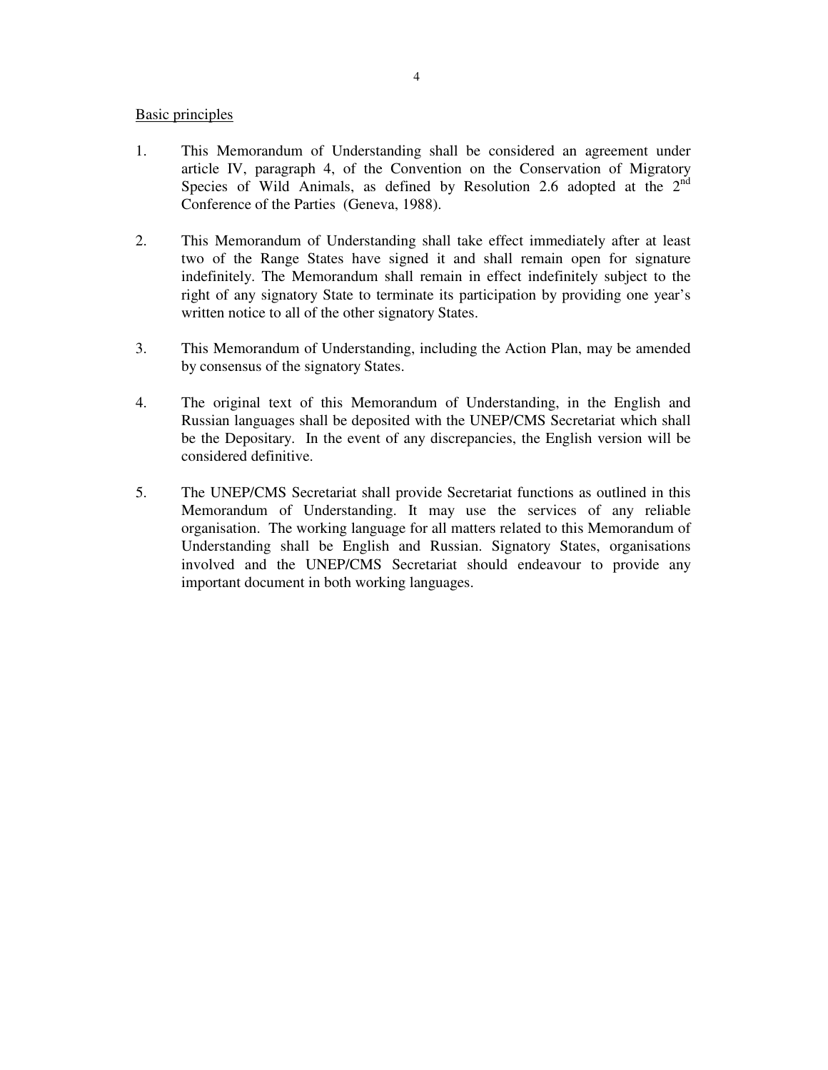<u>Basic principles</u>

1. This Memorandum of Understanding shall be considered an agreement under article IV, paragraph 4, of the Convention on the Conservation of Migratory Species of Wild Animals, as defined by Resolution 2.6 adopted at the 2nd Conference of the Parties (Geneva, 1988).

2. This Memorandum of Understanding shall take effect immediately after at least two of the Range States have signed it and shall remain open for signature indefinitely. The Memorandum shall remain in effect indefinitely subject to the right of any signatory State to terminate its participation by providing one year's written notice to all of the other signatory States.

3. This Memorandum of Understanding, including the Action Plan, may be amended by consensus of the signatory States.

4. The original text of this Memorandum of Understanding, in the English and Russian languages shall be deposited with the UNEP/CMS Secretariat which shall be the Depositary. In the event of any discrepancies, the English version will be considered definitive.

5. The UNEP/CMS Secretariat shall provide Secretariat functions as outlined in this Memorandum of Understanding. It may use the services of any reliable organisation. The working language for all matters related to this Memorandum of Understanding shall be English and Russian. Signatory States, organisations involved and the UNEP/CMS Secretariat should endeavour to provide any important document in both working languages.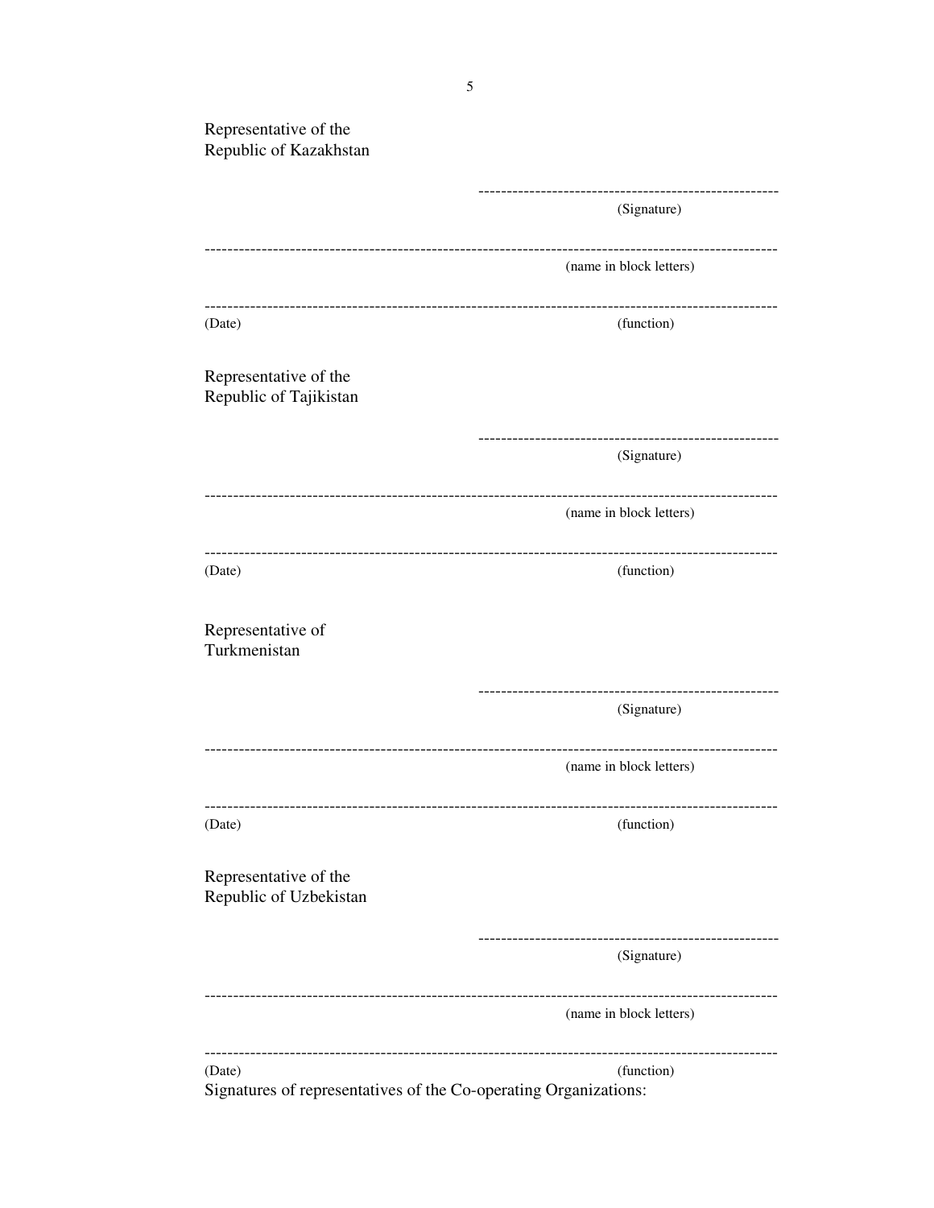Representative of the
Republic of Kazakhstan

-----------------------------------------------------
(Signature)

------------------------------------------------------------------------------------------------------
(name in block letters)

------------------------------------------------------------------------------------------------------
(Date) (function)

Representative of the
Republic of Tajikistan

-----------------------------------------------------
(Signature)

------------------------------------------------------------------------------------------------------
(name in block letters)

------------------------------------------------------------------------------------------------------
(Date) (function)

Representative of
Turkmenistan

-----------------------------------------------------
(Signature)

------------------------------------------------------------------------------------------------------
(name in block letters)

------------------------------------------------------------------------------------------------------
(Date) (function)

Representative of the
Republic of Uzbekistan

-----------------------------------------------------
(Signature)

------------------------------------------------------------------------------------------------------
(name in block letters)

------------------------------------------------------------------------------------------------------
(Date) (function)

Signatures of representatives of the Co-operating Organizations: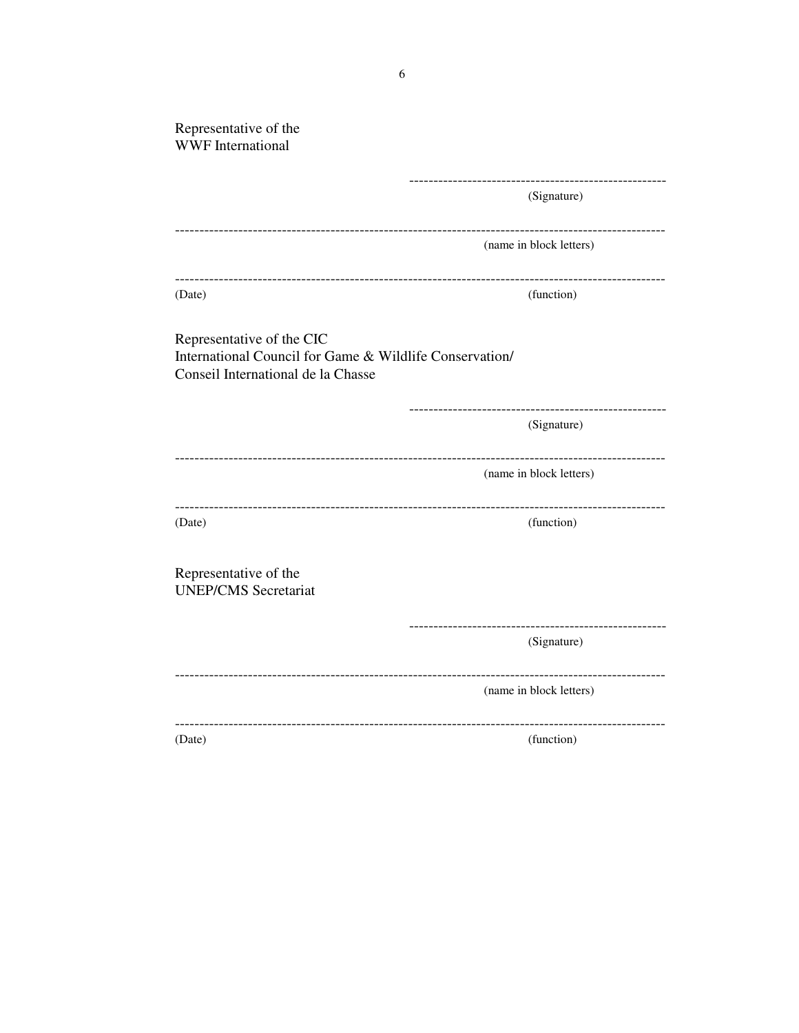Representative of the
WWF International

----------------------------------------------------
(Signature)

----------------------------------------------------------------------------------------------------
(name in block letters)

----------------------------------------------------------------------------------------------------
(Date) (function)

Representative of the CIC
International Council for Game & Wildlife Conservation/
Conseil International de la Chasse

----------------------------------------------------
(Signature)

----------------------------------------------------------------------------------------------------
(name in block letters)

----------------------------------------------------------------------------------------------------
(Date) (function)

Representative of the
UNEP/CMS Secretariat

----------------------------------------------------
(Signature)

----------------------------------------------------------------------------------------------------
(name in block letters)

----------------------------------------------------------------------------------------------------
(Date) (function)